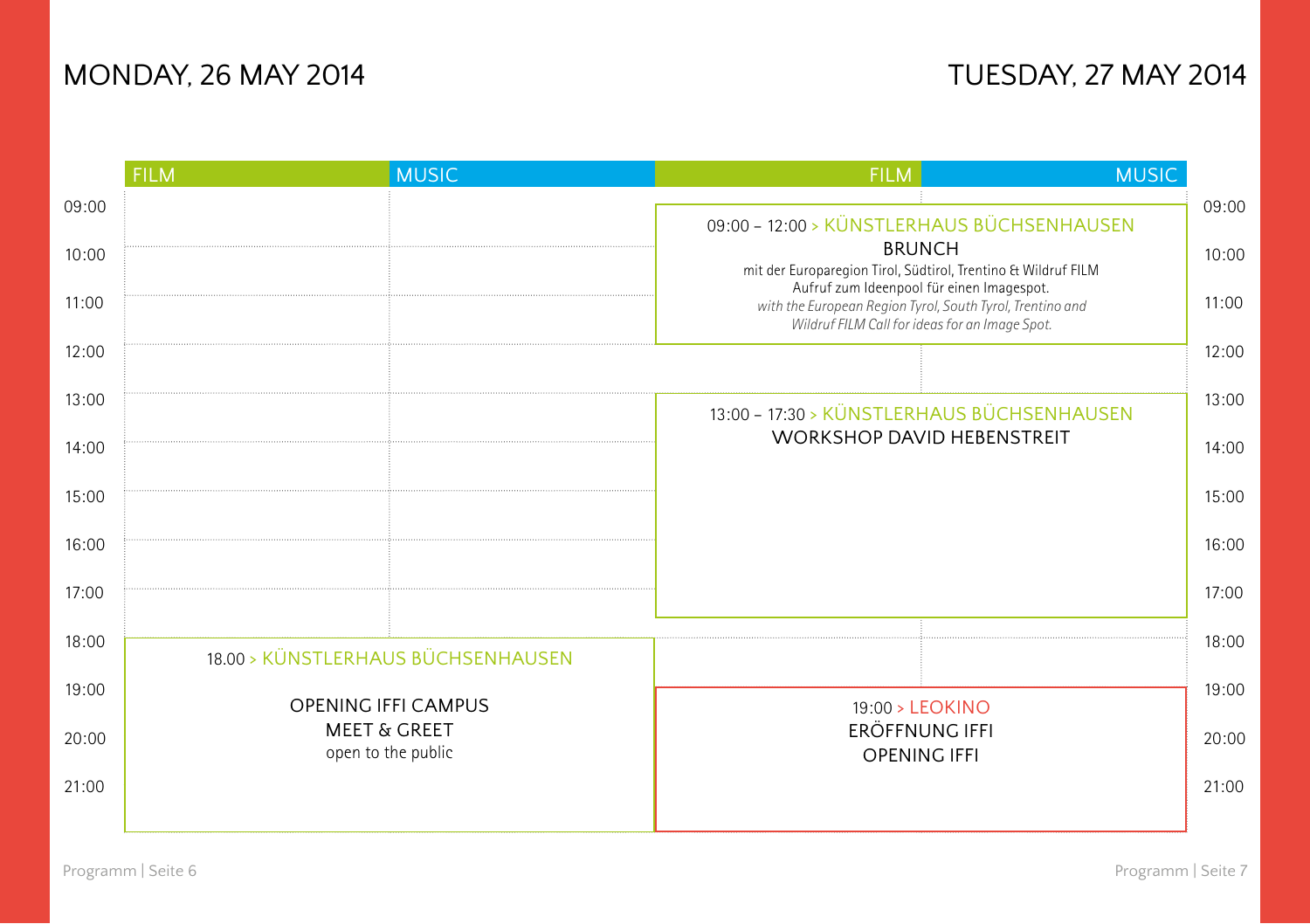## MONDAY, 26 MAY 2014

| | FILM | MUSIC |
|---|---|---|
| 18:00 | 18.00 > KÜNSTLERHAUS BÜCHSENHAUSEN<br><br>OPENING IFFI CAMPUS<br>MEET & GREET<br>open to the public | |

## TUESDAY, 27 MAY 2014

| | FILM | MUSIC |
|---|---|---|
| 09:00 | 09:00 – 12:00 > KÜNSTLERHAUS BÜCHSENHAUSEN<br>BRUNCH<br>mit der Europaregion Tirol, Südtirol, Trentino & Wildruf FILM<br>Aufruf zum Ideenpool für einen Imagespot.<br>*with the European Region Tyrol, South Tyrol, Trentino and Wildruf FILM Call for ideas for an Image Spot.* | |
| 13:00 | 13:00 – 17:30 > KÜNSTLERHAUS BÜCHSENHAUSEN<br>WORKSHOP DAVID HEBENSTREIT | |
| 19:00 | 19:00 > LEOKINO<br>ERÖFFNUNG IFFI<br>OPENING IFFI | |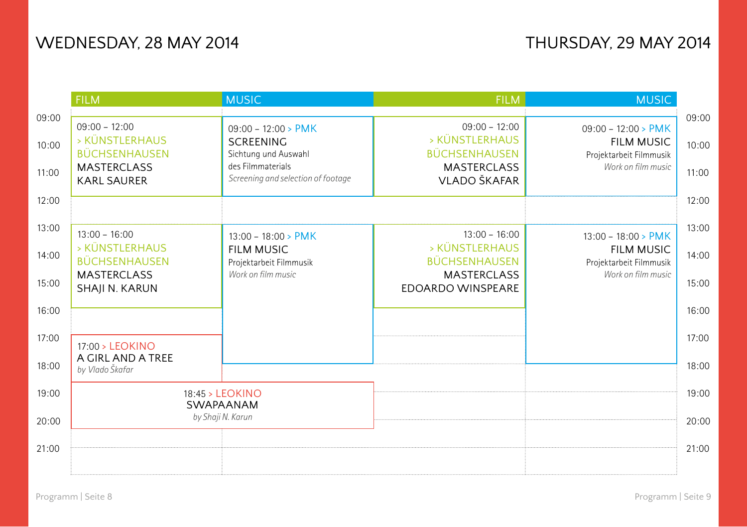## WEDNESDAY, 28 MAY 2014

| Time | FILM | MUSIC |
|---|---|---|
| 09:00 – 12:00 | 09:00 – 12:00 > KÜNSTLERHAUS BÜCHSENHAUSEN<br>MASTERCLASS<br>KARL SAURER | 09:00 – 12:00 > PMK<br>SCREENING<br>Sichtung und Auswahl des Filmmaterials<br>*Screening and selection of footage* |
| 13:00 – 16:00 | 13:00 – 16:00 > KÜNSTLERHAUS BÜCHSENHAUSEN<br>MASTERCLASS<br>SHAJI N. KARUN | 13:00 – 18:00 > PMK<br>FILM MUSIC<br>Projektarbeit Filmmusik<br>*Work on film music* |
| 17:00 | 17:00 > LEOKINO<br>A GIRL AND A TREE<br>*by Vlado Škafar* | |
| 18:45 | 18:45 > LEOKINO<br>SWAPAANAM<br>*by Shaji N. Karun* | |

## THURSDAY, 29 MAY 2014

| Time | FILM | MUSIC |
|---|---|---|
| 09:00 – 12:00 | 09:00 – 12:00 > KÜNSTLERHAUS BÜCHSENHAUSEN<br>MASTERCLASS<br>VLADO ŠKAFAR | 09:00 – 12:00 > PMK<br>FILM MUSIC<br>Projektarbeit Filmmusik<br>*Work on film music* |
| 13:00 – 16:00 | 13:00 – 16:00 > KÜNSTLERHAUS BÜCHSENHAUSEN<br>MASTERCLASS<br>EDOARDO WINSPEARE | 13:00 – 18:00 > PMK<br>FILM MUSIC<br>Projektarbeit Filmmusik<br>*Work on film music* |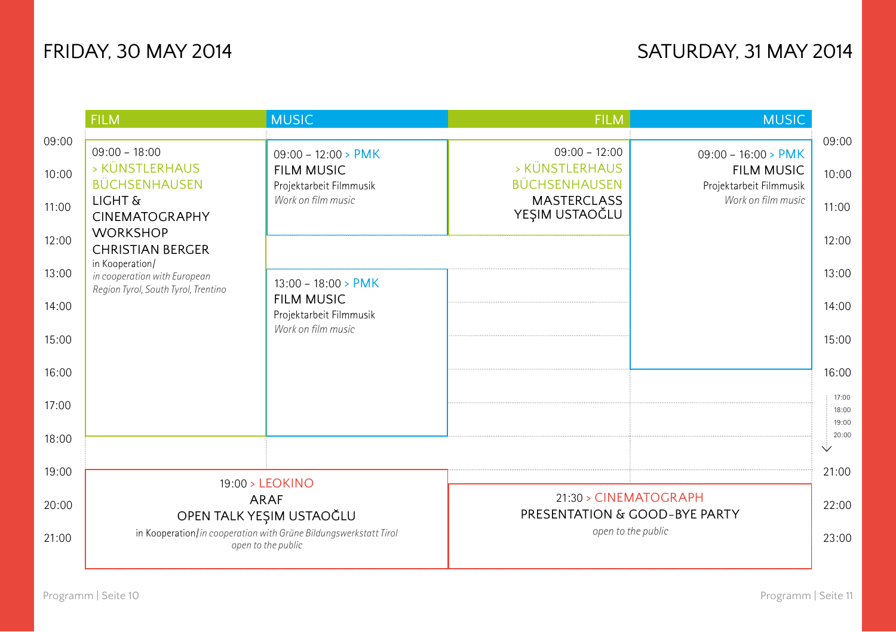## FRIDAY, 30 MAY 2014

### FILM

**09:00 – 18:00 > KÜNSTLERHAUS BÜCHSENHAUSEN**
LIGHT & CINEMATOGRAPHY WORKSHOP
CHRISTIAN BERGER
in Kooperation/ *in cooperation with European Region Tyrol, South Tyrol, Trentino*

### MUSIC

**09:00 – 12:00 > PMK**
FILM MUSIC
Projektarbeit Filmmusik
*Work on film music*

**13:00 – 18:00 > PMK**
FILM MUSIC
Projektarbeit Filmmusik
*Work on film music*

### FILM / MUSIC

**19:00 > LEOKINO**
ARAF
OPEN TALK YEŞIM USTAOĞLU
in Kooperation/*in cooperation with Grüne Bildungswerkstatt Tirol*
*open to the public*

## SATURDAY, 31 MAY 2014

### FILM

**09:00 – 12:00 > KÜNSTLERHAUS BÜCHSENHAUSEN**
MASTERCLASS YEŞIM USTAOĞLU

### MUSIC

**09:00 – 16:00 > PMK**
FILM MUSIC
Projektarbeit Filmmusik
*Work on film music*

### FILM / MUSIC

**21:30 > CINEMATOGRAPH**
PRESENTATION & GOOD-BYE PARTY
*open to the public*